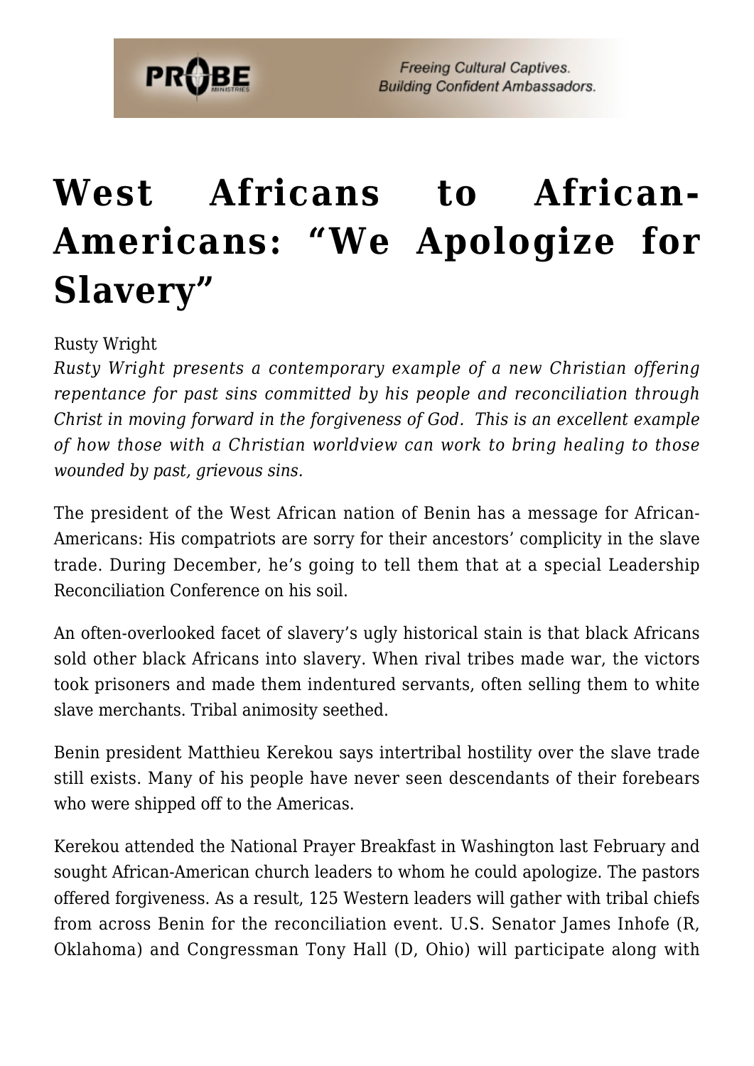# West Africans to African-Americans: "We Apologize for Slavery"

Rusty Wright

*Rusty Wright presents a contemporary example of a new Christian offering repentance for past sins committed by his people and reconciliation through Christ in moving forward in the forgiveness of God. This is an excellent example of how those with a Christian worldview can work to bring healing to those wounded by past, grievous sins.*

The president of the West African nation of Benin has a message for African-Americans: His compatriots are sorry for their ancestors' complicity in the slave trade. During December, he's going to tell them that at a special Leadership Reconciliation Conference on his soil.

An often-overlooked facet of slavery's ugly historical stain is that black Africans sold other black Africans into slavery. When rival tribes made war, the victors took prisoners and made them indentured servants, often selling them to white slave merchants. Tribal animosity seethed.

Benin president Matthieu Kerekou says intertribal hostility over the slave trade still exists. Many of his people have never seen descendants of their forebears who were shipped off to the Americas.

Kerekou attended the National Prayer Breakfast in Washington last February and sought African-American church leaders to whom he could apologize. The pastors offered forgiveness. As a result, 125 Western leaders will gather with tribal chiefs from across Benin for the reconciliation event. U.S. Senator James Inhofe (R, Oklahoma) and Congressman Tony Hall (D, Ohio) will participate along with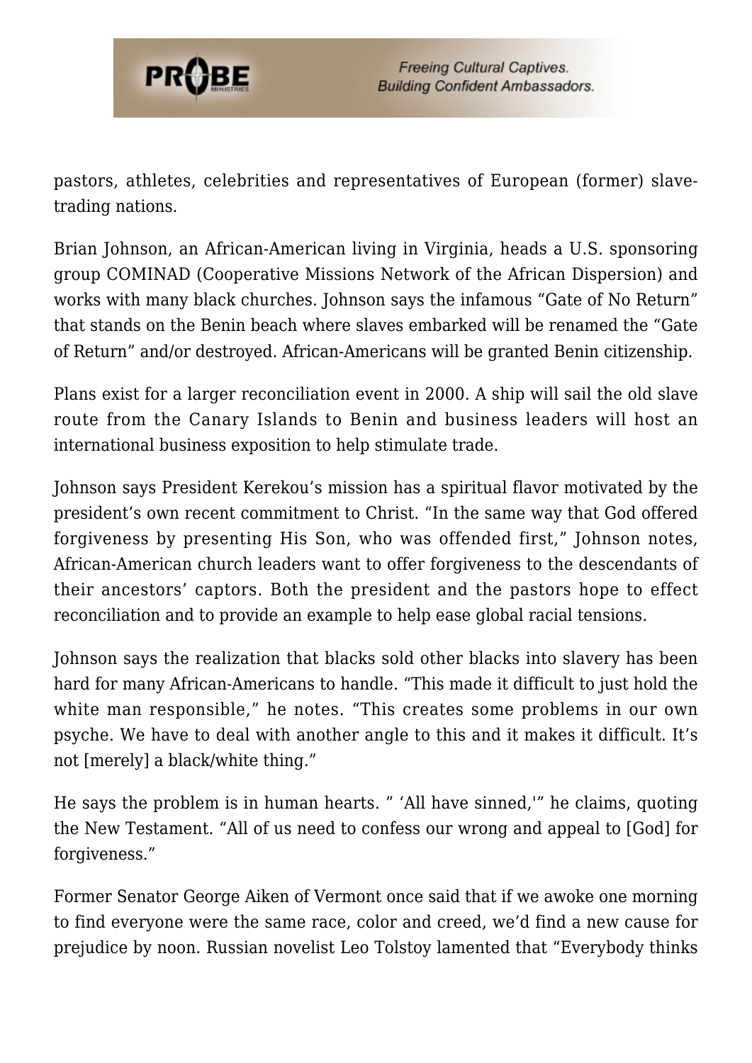pastors, athletes, celebrities and representatives of European (former) slave-trading nations.

Brian Johnson, an African-American living in Virginia, heads a U.S. sponsoring group COMINAD (Cooperative Missions Network of the African Dispersion) and works with many black churches. Johnson says the infamous "Gate of No Return" that stands on the Benin beach where slaves embarked will be renamed the "Gate of Return" and/or destroyed. African-Americans will be granted Benin citizenship.

Plans exist for a larger reconciliation event in 2000. A ship will sail the old slave route from the Canary Islands to Benin and business leaders will host an international business exposition to help stimulate trade.

Johnson says President Kerekou's mission has a spiritual flavor motivated by the president's own recent commitment to Christ. "In the same way that God offered forgiveness by presenting His Son, who was offended first," Johnson notes, African-American church leaders want to offer forgiveness to the descendants of their ancestors' captors. Both the president and the pastors hope to effect reconciliation and to provide an example to help ease global racial tensions.

Johnson says the realization that blacks sold other blacks into slavery has been hard for many African-Americans to handle. "This made it difficult to just hold the white man responsible," he notes. "This creates some problems in our own psyche. We have to deal with another angle to this and it makes it difficult. It's not [merely] a black/white thing."

He says the problem is in human hearts. " 'All have sinned,'" he claims, quoting the New Testament. "All of us need to confess our wrong and appeal to [God] for forgiveness."

Former Senator George Aiken of Vermont once said that if we awoke one morning to find everyone were the same race, color and creed, we'd find a new cause for prejudice by noon. Russian novelist Leo Tolstoy lamented that "Everybody thinks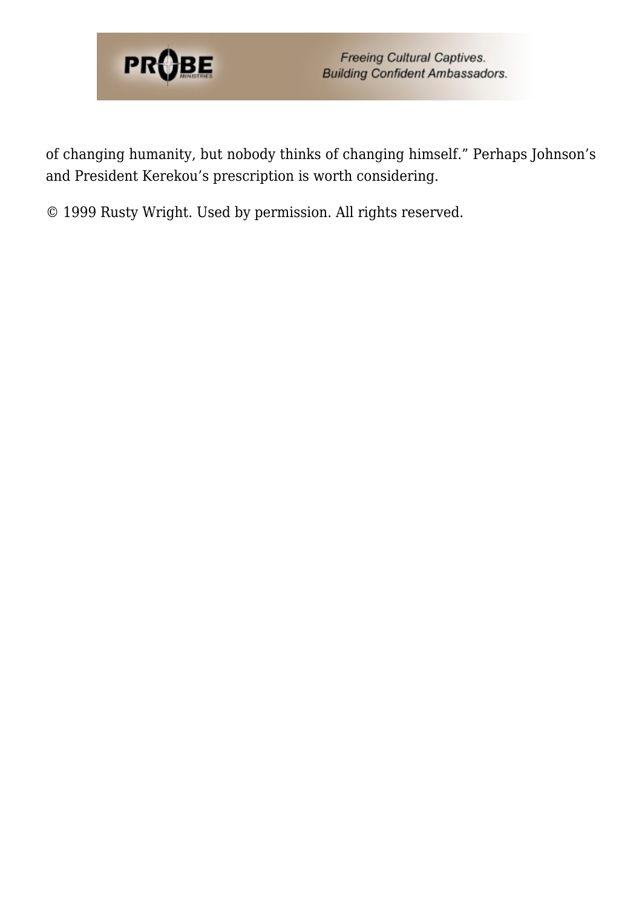of changing humanity, but nobody thinks of changing himself." Perhaps Johnson's and President Kerekou's prescription is worth considering.

© 1999 Rusty Wright. Used by permission. All rights reserved.